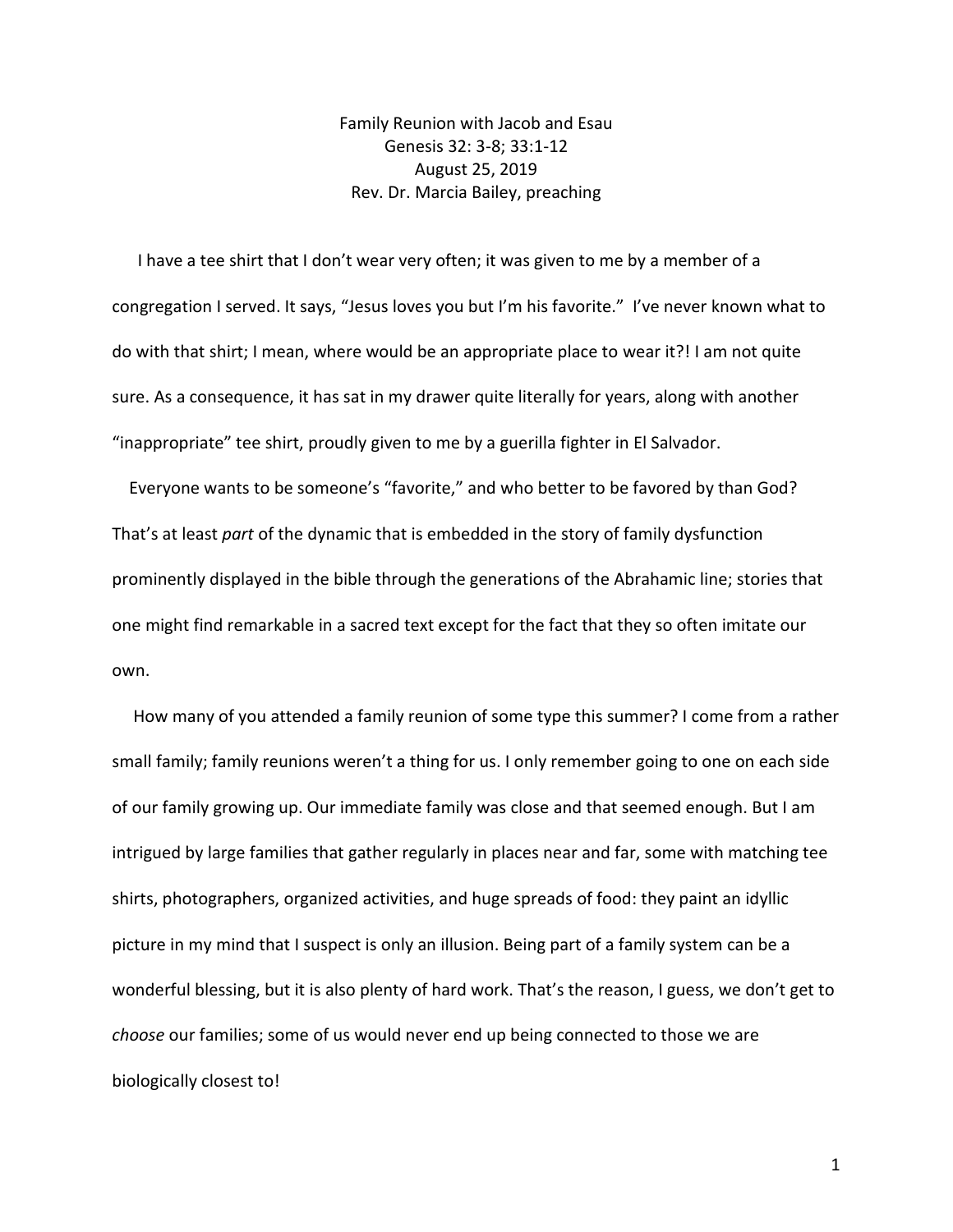Family Reunion with Jacob and Esau
Genesis 32: 3-8; 33:1-12
August 25, 2019
Rev. Dr. Marcia Bailey, preaching

I have a tee shirt that I don't wear very often; it was given to me by a member of a congregation I served. It says, "Jesus loves you but I'm his favorite." I've never known what to do with that shirt; I mean, where would be an appropriate place to wear it?! I am not quite sure. As a consequence, it has sat in my drawer quite literally for years, along with another "inappropriate" tee shirt, proudly given to me by a guerilla fighter in El Salvador.

Everyone wants to be someone's "favorite," and who better to be favored by than God? That's at least *part* of the dynamic that is embedded in the story of family dysfunction prominently displayed in the bible through the generations of the Abrahamic line; stories that one might find remarkable in a sacred text except for the fact that they so often imitate our own.

How many of you attended a family reunion of some type this summer? I come from a rather small family; family reunions weren't a thing for us. I only remember going to one on each side of our family growing up. Our immediate family was close and that seemed enough. But I am intrigued by large families that gather regularly in places near and far, some with matching tee shirts, photographers, organized activities, and huge spreads of food: they paint an idyllic picture in my mind that I suspect is only an illusion. Being part of a family system can be a wonderful blessing, but it is also plenty of hard work. That's the reason, I guess, we don't get to *choose* our families; some of us would never end up being connected to those we are biologically closest to!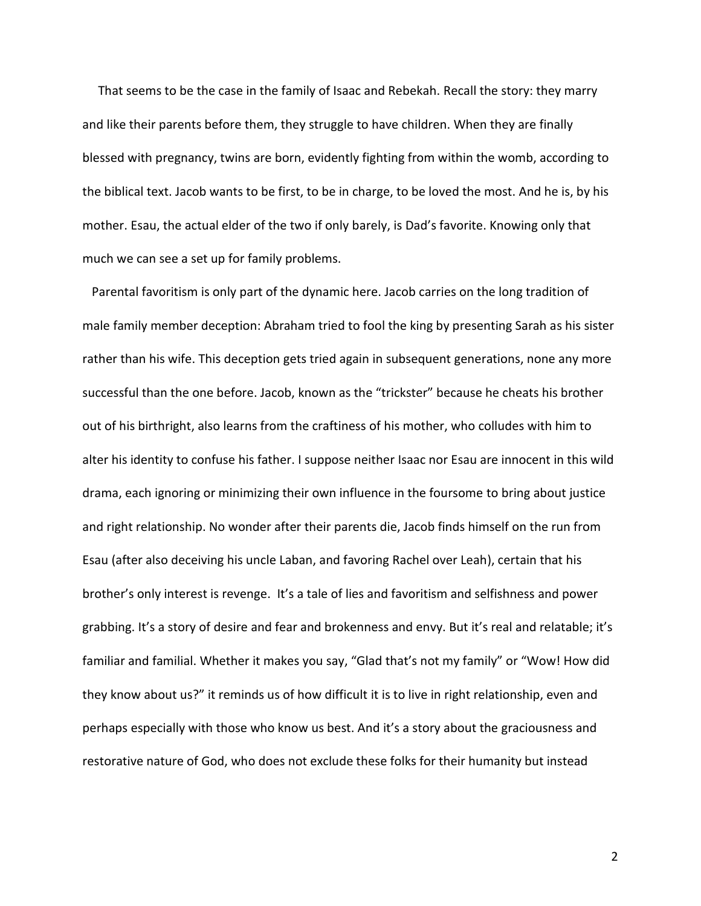That seems to be the case in the family of Isaac and Rebekah. Recall the story: they marry and like their parents before them, they struggle to have children. When they are finally blessed with pregnancy, twins are born, evidently fighting from within the womb, according to the biblical text. Jacob wants to be first, to be in charge, to be loved the most. And he is, by his mother. Esau, the actual elder of the two if only barely, is Dad's favorite. Knowing only that much we can see a set up for family problems.

Parental favoritism is only part of the dynamic here. Jacob carries on the long tradition of male family member deception: Abraham tried to fool the king by presenting Sarah as his sister rather than his wife. This deception gets tried again in subsequent generations, none any more successful than the one before. Jacob, known as the "trickster" because he cheats his brother out of his birthright, also learns from the craftiness of his mother, who colludes with him to alter his identity to confuse his father. I suppose neither Isaac nor Esau are innocent in this wild drama, each ignoring or minimizing their own influence in the foursome to bring about justice and right relationship. No wonder after their parents die, Jacob finds himself on the run from Esau (after also deceiving his uncle Laban, and favoring Rachel over Leah), certain that his brother's only interest is revenge. It's a tale of lies and favoritism and selfishness and power grabbing. It's a story of desire and fear and brokenness and envy. But it's real and relatable; it's familiar and familial. Whether it makes you say, "Glad that's not my family" or "Wow! How did they know about us?" it reminds us of how difficult it is to live in right relationship, even and perhaps especially with those who know us best. And it's a story about the graciousness and restorative nature of God, who does not exclude these folks for their humanity but instead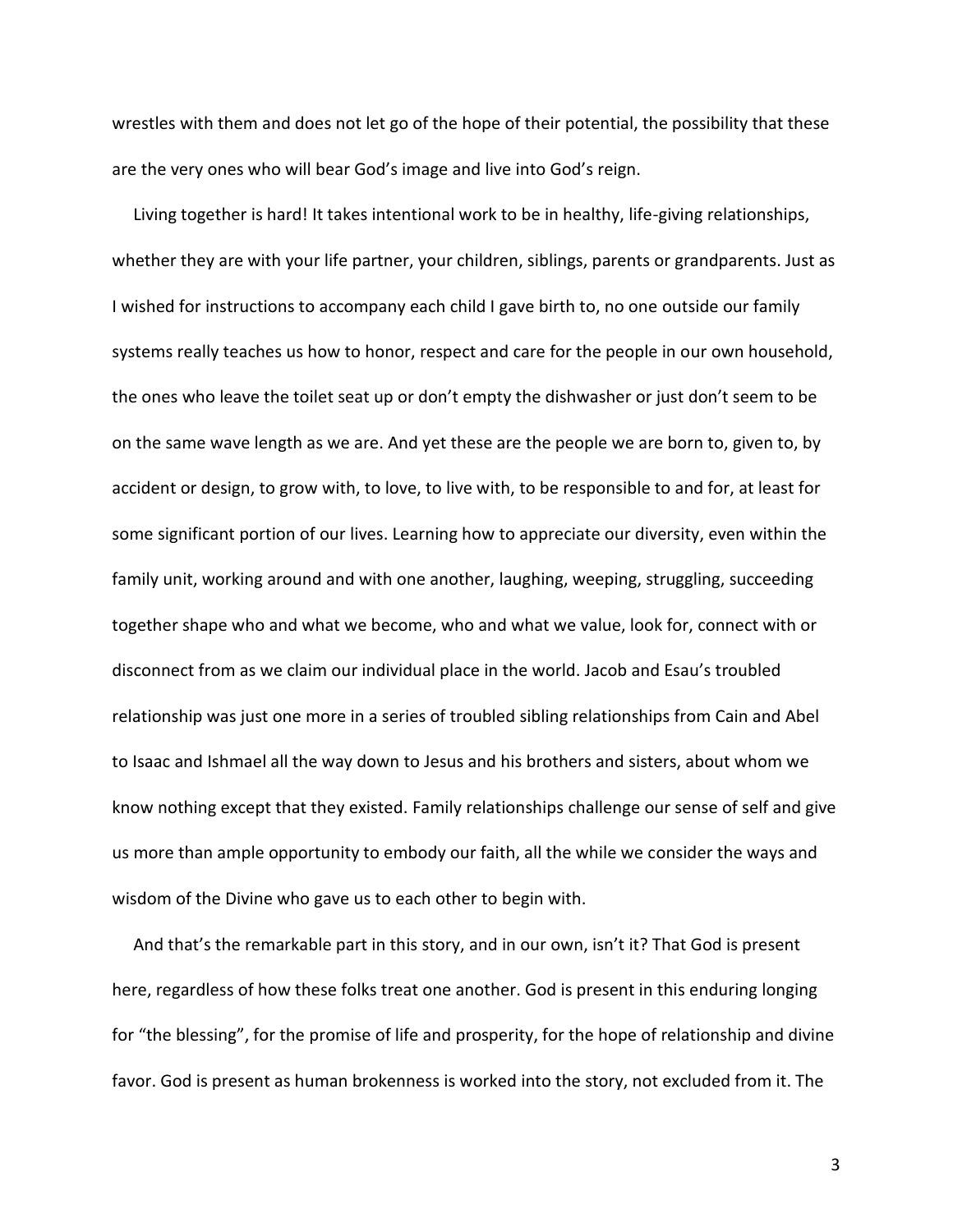wrestles with them and does not let go of the hope of their potential, the possibility that these are the very ones who will bear God's image and live into God's reign.

Living together is hard! It takes intentional work to be in healthy, life-giving relationships, whether they are with your life partner, your children, siblings, parents or grandparents. Just as I wished for instructions to accompany each child I gave birth to, no one outside our family systems really teaches us how to honor, respect and care for the people in our own household, the ones who leave the toilet seat up or don't empty the dishwasher or just don't seem to be on the same wave length as we are. And yet these are the people we are born to, given to, by accident or design, to grow with, to love, to live with, to be responsible to and for, at least for some significant portion of our lives. Learning how to appreciate our diversity, even within the family unit, working around and with one another, laughing, weeping, struggling, succeeding together shape who and what we become, who and what we value, look for, connect with or disconnect from as we claim our individual place in the world. Jacob and Esau's troubled relationship was just one more in a series of troubled sibling relationships from Cain and Abel to Isaac and Ishmael all the way down to Jesus and his brothers and sisters, about whom we know nothing except that they existed. Family relationships challenge our sense of self and give us more than ample opportunity to embody our faith, all the while we consider the ways and wisdom of the Divine who gave us to each other to begin with.

And that's the remarkable part in this story, and in our own, isn't it? That God is present here, regardless of how these folks treat one another. God is present in this enduring longing for "the blessing", for the promise of life and prosperity, for the hope of relationship and divine favor. God is present as human brokenness is worked into the story, not excluded from it. The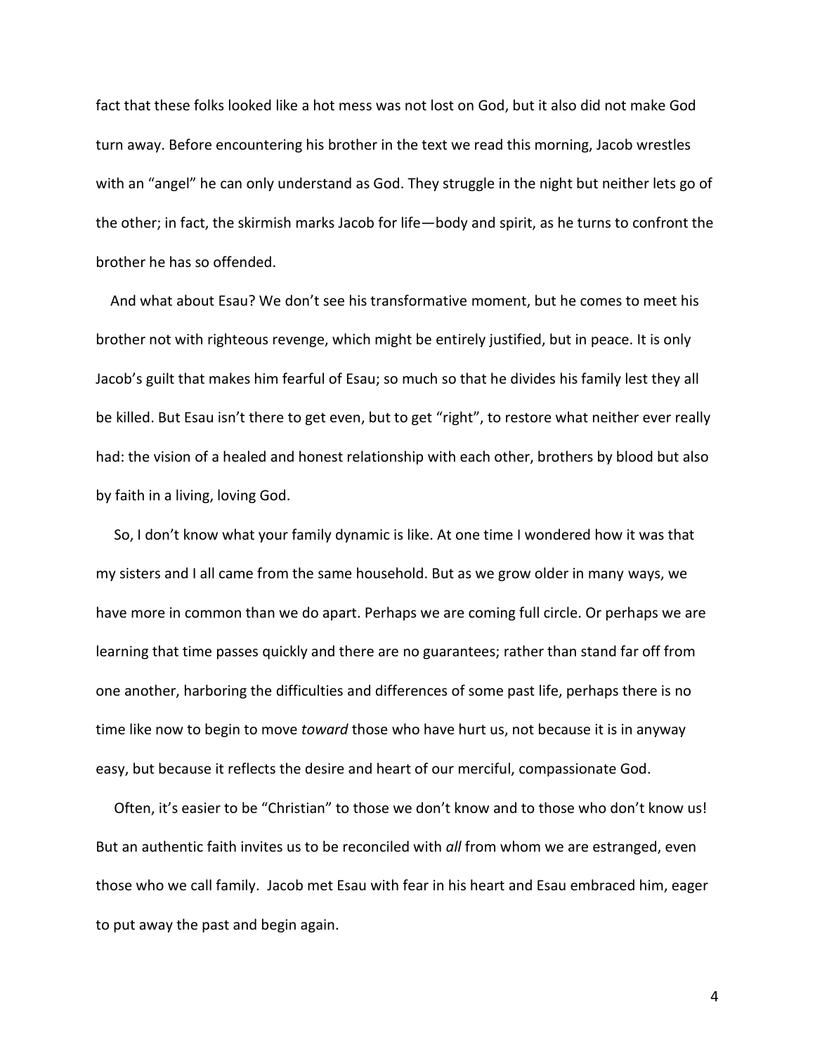fact that these folks looked like a hot mess was not lost on God, but it also did not make God turn away. Before encountering his brother in the text we read this morning, Jacob wrestles with an "angel" he can only understand as God. They struggle in the night but neither lets go of the other; in fact, the skirmish marks Jacob for life—body and spirit, as he turns to confront the brother he has so offended.

And what about Esau? We don't see his transformative moment, but he comes to meet his brother not with righteous revenge, which might be entirely justified, but in peace. It is only Jacob's guilt that makes him fearful of Esau; so much so that he divides his family lest they all be killed. But Esau isn't there to get even, but to get "right", to restore what neither ever really had: the vision of a healed and honest relationship with each other, brothers by blood but also by faith in a living, loving God.

So, I don't know what your family dynamic is like. At one time I wondered how it was that my sisters and I all came from the same household. But as we grow older in many ways, we have more in common than we do apart. Perhaps we are coming full circle. Or perhaps we are learning that time passes quickly and there are no guarantees; rather than stand far off from one another, harboring the difficulties and differences of some past life, perhaps there is no time like now to begin to move *toward* those who have hurt us, not because it is in anyway easy, but because it reflects the desire and heart of our merciful, compassionate God.

Often, it's easier to be "Christian" to those we don't know and to those who don't know us! But an authentic faith invites us to be reconciled with *all* from whom we are estranged, even those who we call family. Jacob met Esau with fear in his heart and Esau embraced him, eager to put away the past and begin again.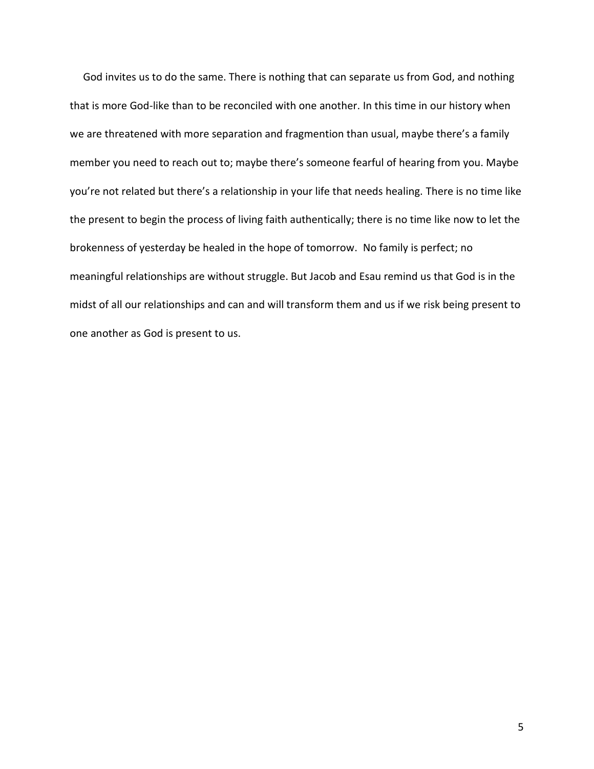God invites us to do the same. There is nothing that can separate us from God, and nothing that is more God-like than to be reconciled with one another. In this time in our history when we are threatened with more separation and fragmention than usual, maybe there's a family member you need to reach out to; maybe there's someone fearful of hearing from you. Maybe you're not related but there's a relationship in your life that needs healing. There is no time like the present to begin the process of living faith authentically; there is no time like now to let the brokenness of yesterday be healed in the hope of tomorrow. No family is perfect; no meaningful relationships are without struggle. But Jacob and Esau remind us that God is in the midst of all our relationships and can and will transform them and us if we risk being present to one another as God is present to us.